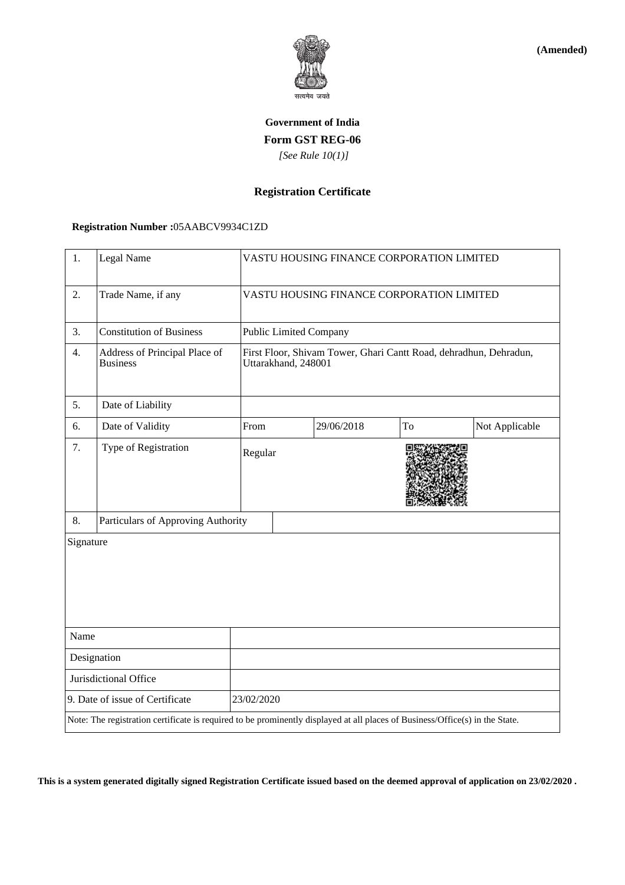**(Amended)**

**Government of India**

**Form GST REG-06**

*[See Rule 10(1)]*

**Registration Certificate**

**Registration Number :**05AABCV9934C1ZD

| | | | | | |
|---|---|---|---|---|---|
| 1. | Legal Name | VASTU HOUSING FINANCE CORPORATION LIMITED | | | |
| 2. | Trade Name, if any | VASTU HOUSING FINANCE CORPORATION LIMITED | | | |
| 3. | Constitution of Business | Public Limited Company | | | |
| 4. | Address of Principal Place of Business | First Floor, Shivam Tower, Ghari Cantt Road, dehradhun, Dehradun, Uttarakhand, 248001 | | | |
| 5. | Date of Liability | | | | |
| 6. | Date of Validity | From | 29/06/2018 | To | Not Applicable |
| 7. | Type of Registration | Regular | | | |
| 8. | Particulars of Approving Authority | | | | |

| | |
|---|---|
| Signature | |
| Name | |
| Designation | |
| Jurisdictional Office | |
| 9. Date of issue of Certificate | 23/02/2020 |

Note: The registration certificate is required to be prominently displayed at all places of Business/Office(s) in the State.

**This is a system generated digitally signed Registration Certificate issued based on the deemed approval of application on 23/02/2020 .**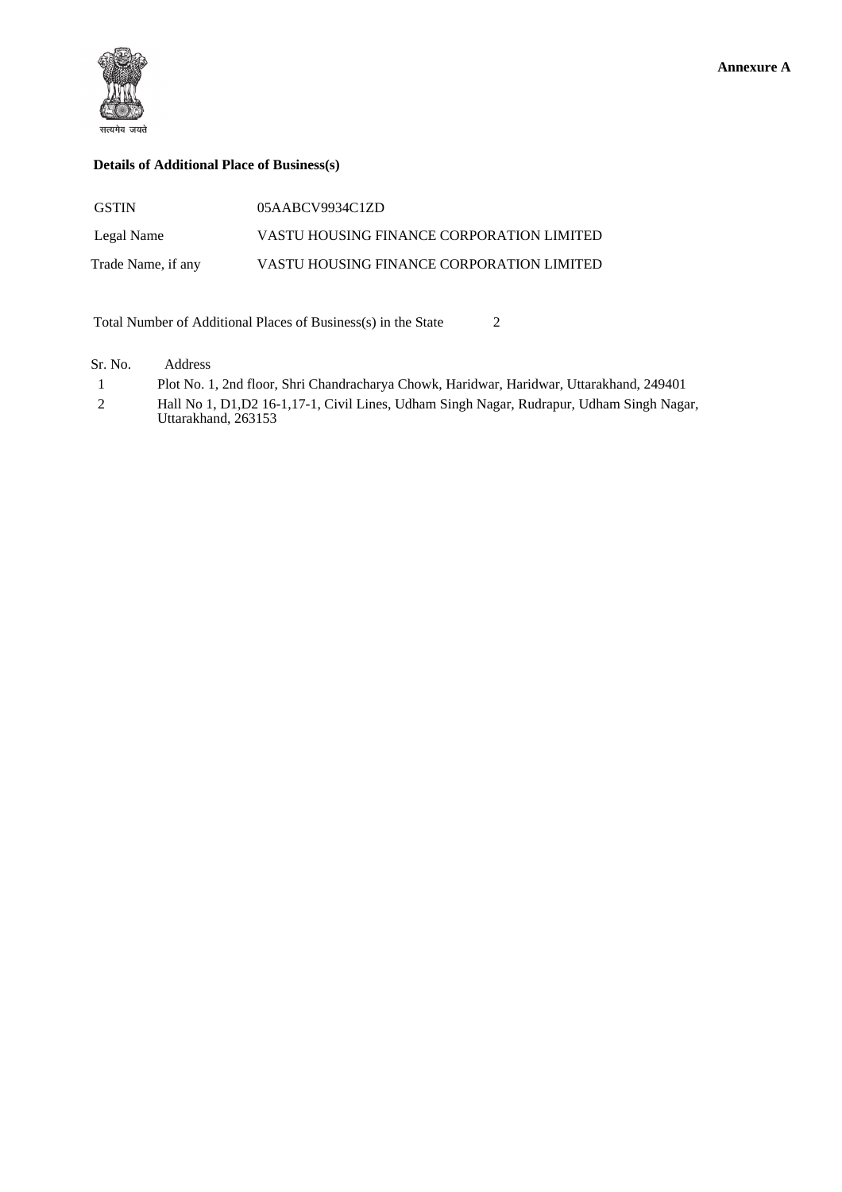**Annexure A**

सत्यमेव जयते

**Details of Additional Place of Business(s)**

| | |
|---|---|
| GSTIN | 05AABCV9934C1ZD |
| Legal Name | VASTU HOUSING FINANCE CORPORATION LIMITED |
| Trade Name, if any | VASTU HOUSING FINANCE CORPORATION LIMITED |

Total Number of Additional Places of Business(s) in the State 2

| Sr. No. | Address |
|---|---|
| 1 | Plot No. 1, 2nd floor, Shri Chandracharya Chowk, Haridwar, Haridwar, Uttarakhand, 249401 |
| 2 | Hall No 1, D1,D2 16-1,17-1, Civil Lines, Udham Singh Nagar, Rudrapur, Udham Singh Nagar, Uttarakhand, 263153 |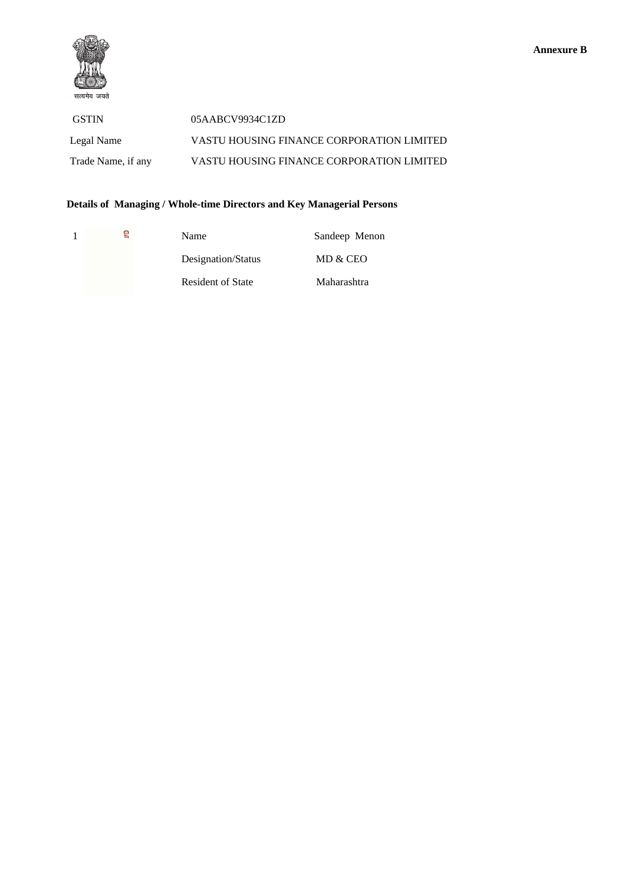**Annexure B**

सत्यमेव जयते

| | |
|---|---|
| GSTIN | 05AABCV9934C1ZD |
| Legal Name | VASTU HOUSING FINANCE CORPORATION LIMITED |
| Trade Name, if any | VASTU HOUSING FINANCE CORPORATION LIMITED |

**Details of Managing / Whole-time Directors and Key Managerial Persons**

| | | | |
|---|---|---|---|
| 1 | | Name | Sandeep Menon |
| | | Designation/Status | MD & CEO |
| | | Resident of State | Maharashtra |